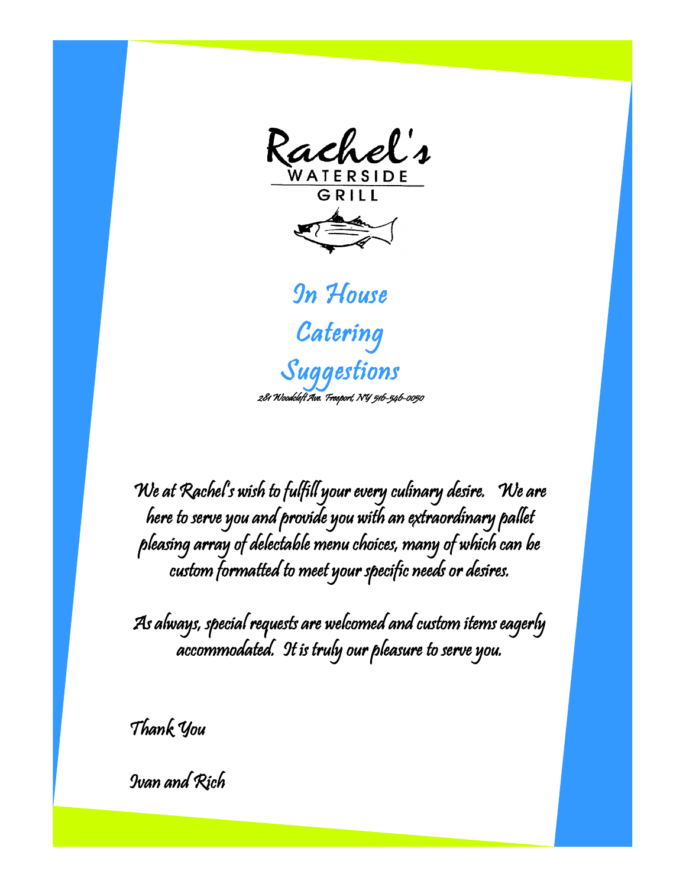# Rachel's WATERSIDE GRILL

## In House Catering Suggestions

281 Woodcleft Ave. Freeport, NY 516-546-0050

We at Rachel's wish to fulfill your every culinary desire. We are here to serve you and provide you with an extraordinary pallet pleasing array of delectable menu choices, many of which can be custom formatted to meet your specific needs or desires.

As always, special requests are welcomed and custom items eagerly accommodated. It is truly our pleasure to serve you.

Thank You

Ivan and Rich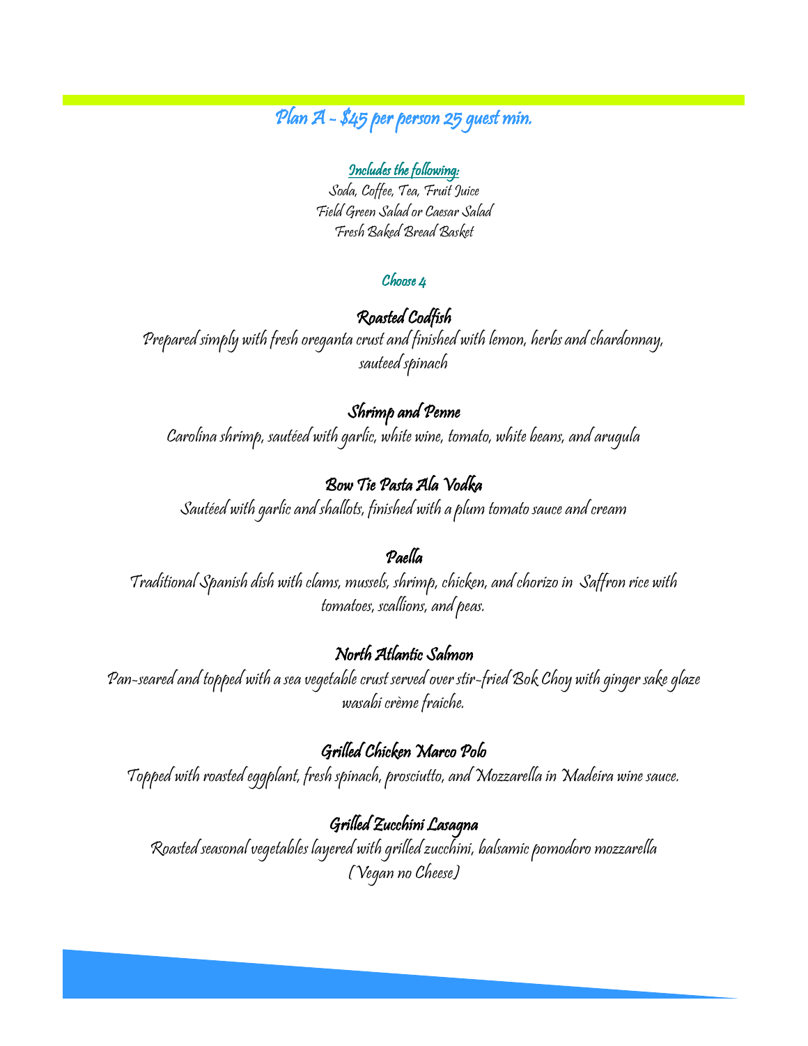# Plan A - $45 per person 25 guest min.

**Includes the following:**

Soda, Coffee, Tea, Fruit Juice
Field Green Salad or Caesar Salad
Fresh Baked Bread Basket

### Choose 4

### Roasted Codfish

Prepared simply with fresh oreganta crust and finished with lemon, herbs and chardonnay, sauteed spinach

### Shrimp and Penne

Carolina shrimp, sautéed with garlic, white wine, tomato, white beans, and arugula

### Bow Tie Pasta Ala Vodka

Sautéed with garlic and shallots, finished with a plum tomato sauce and cream

### Paella

Traditional Spanish dish with clams, mussels, shrimp, chicken, and chorizo in Saffron rice with tomatoes, scallions, and peas.

### North Atlantic Salmon

Pan-seared and topped with a sea vegetable crust served over stir-fried Bok Choy with ginger sake glaze wasabi crème fraiche.

### Grilled Chicken Marco Polo

Topped with roasted eggplant, fresh spinach, prosciutto, and Mozzarella in Madeira wine sauce.

### Grilled Zucchini Lasagna

Roasted seasonal vegetables layered with grilled zucchini, balsamic pomodoro mozzarella (Vegan no Cheese)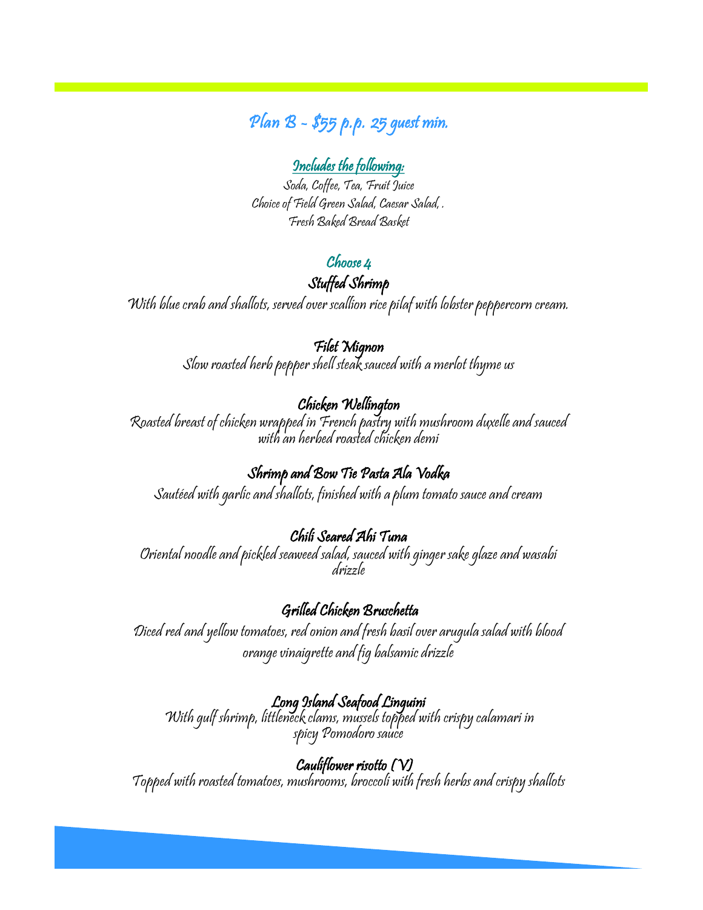## Plan B - $55 p.p. 25 guest min.

**Includes the following:**

Soda, Coffee, Tea, Fruit Juice
Choice of Field Green Salad, Caesar Salad, .
Fresh Baked Bread Basket

### Choose 4

**Stuffed Shrimp**
With blue crab and shallots, served over scallion rice pilaf with lobster peppercorn cream.

**Filet Mignon**
Slow roasted herb pepper shell steak sauced with a merlot thyme us

**Chicken Wellington**
Roasted breast of chicken wrapped in French pastry with mushroom duxelle and sauced with an herbed roasted chicken demi

**Shrimp and Bow Tie Pasta Ala Vodka**
Sautéed with garlic and shallots, finished with a plum tomato sauce and cream

**Chili Seared Ahi Tuna**
Oriental noodle and pickled seaweed salad, sauced with ginger sake glaze and wasabi drizzle

**Grilled Chicken Bruschetta**
Diced red and yellow tomatoes, red onion and fresh basil over arugula salad with blood orange vinaigrette and fig balsamic drizzle

**Long Island Seafood Linguini**
With gulf shrimp, littleneck clams, mussels topped with crispy calamari in spicy Pomodoro sauce

**Cauliflower risotto (V)**
Topped with roasted tomatoes, mushrooms, broccoli with fresh herbs and crispy shallots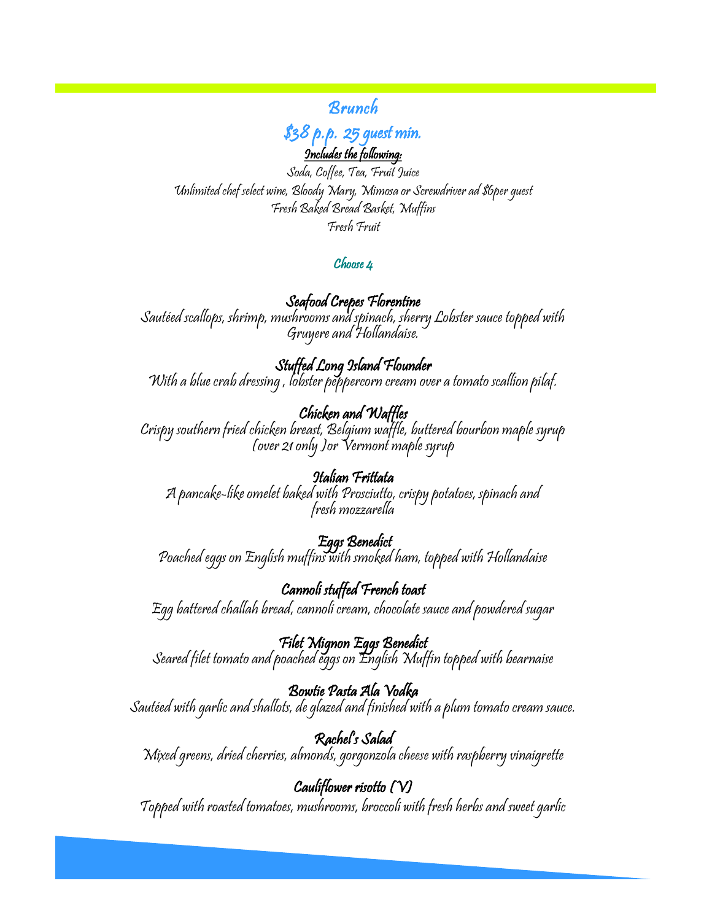# Brunch

## $38 p.p. 25 guest min.

**Includes the following:**

Soda, Coffee, Tea, Fruit Juice
Unlimited chef select wine, Bloody Mary, Mimosa or Screwdriver ad $6per guest
Fresh Baked Bread Basket, Muffins
Fresh Fruit

### Choose 4

**Seafood Crepes Florentine**
Sautéed scallops, shrimp, mushrooms and spinach, sherry Lobster sauce topped with Gruyere and Hollandaise.

**Stuffed Long Island Flounder**
With a blue crab dressing , lobster peppercorn cream over a tomato scallion pilaf.

**Chicken and Waffles**
Crispy southern fried chicken breast, Belgium waffle, buttered bourbon maple syrup (over 21 only )or Vermont maple syrup

**Italian Frittata**
A pancake-like omelet baked with Prosciutto, crispy potatoes, spinach and fresh mozzarella

**Eggs Benedict**
Poached eggs on English muffins with smoked ham, topped with Hollandaise

**Cannoli stuffed French toast**
Egg battered challah bread, cannoli cream, chocolate sauce and powdered sugar

**Filet Mignon Eggs Benedict**
Seared filet tomato and poached eggs on English Muffin topped with bearnaise

**Bowtie Pasta Ala Vodka**
Sautéed with garlic and shallots, de glazed and finished with a plum tomato cream sauce.

**Rachel's Salad**
Mixed greens, dried cherries, almonds, gorgonzola cheese with raspberry vinaigrette

**Cauliflower risotto (V)**
Topped with roasted tomatoes, mushrooms, broccoli with fresh herbs and sweet garlic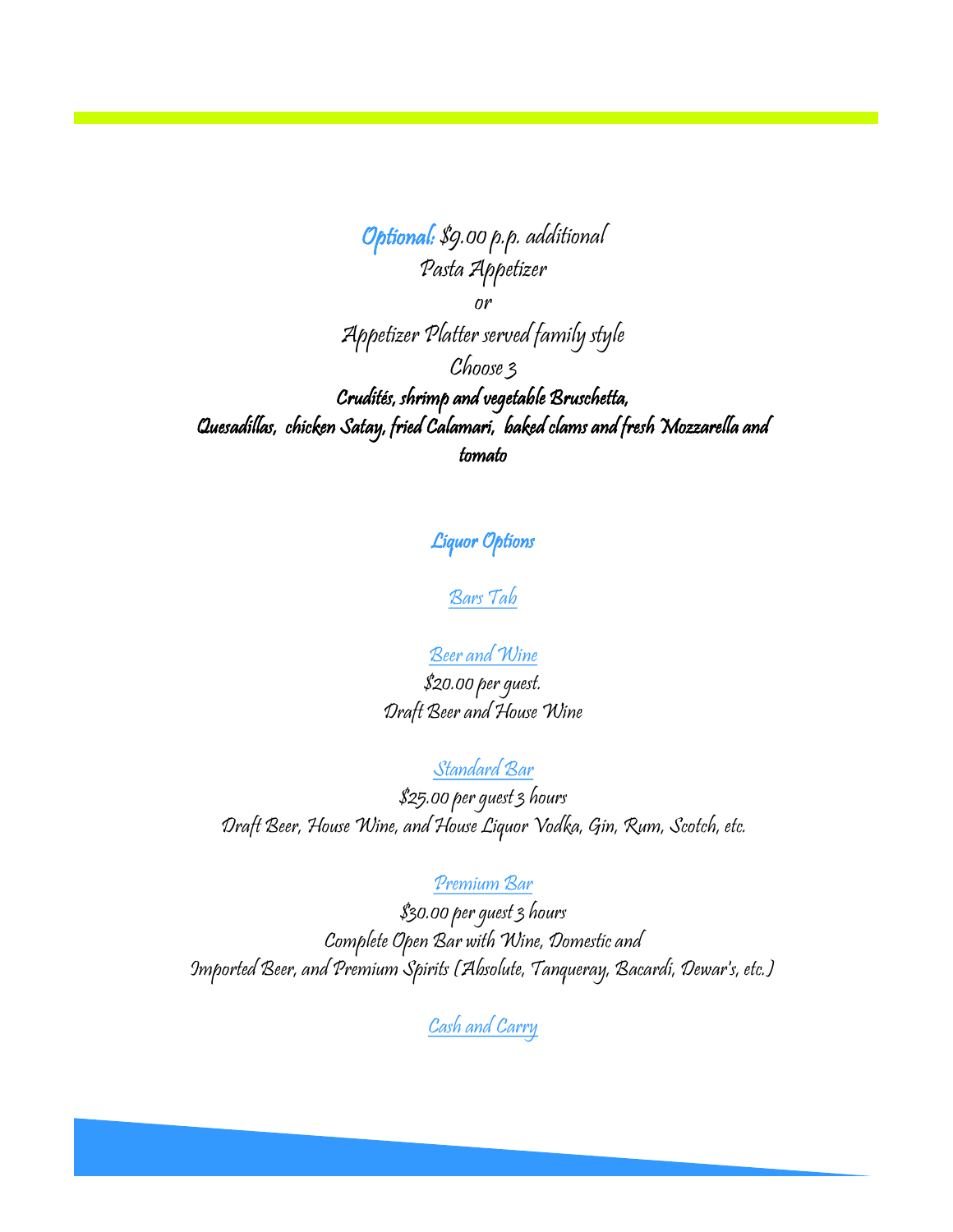*Optional:* $9.00 p.p. additional

Pasta Appetizer

or

Appetizer Platter served family style

Choose 3

**Crudités, shrimp and vegetable Bruschetta,**
**Quesadillas, chicken Satay, fried Calamari, baked clams and fresh Mozzarella and tomato**

## Liquor Options

### Bars Tab

### Beer and Wine

$20.00 per guest.
Draft Beer and House Wine

### Standard Bar

$25.00 per guest 3 hours
Draft Beer, House Wine, and House Liquor Vodka, Gin, Rum, Scotch, etc.

### Premium Bar

$30.00 per guest 3 hours
Complete Open Bar with Wine, Domestic and
Imported Beer, and Premium Spirits (Absolute, Tanqueray, Bacardi, Dewar's, etc.)

### Cash and Carry